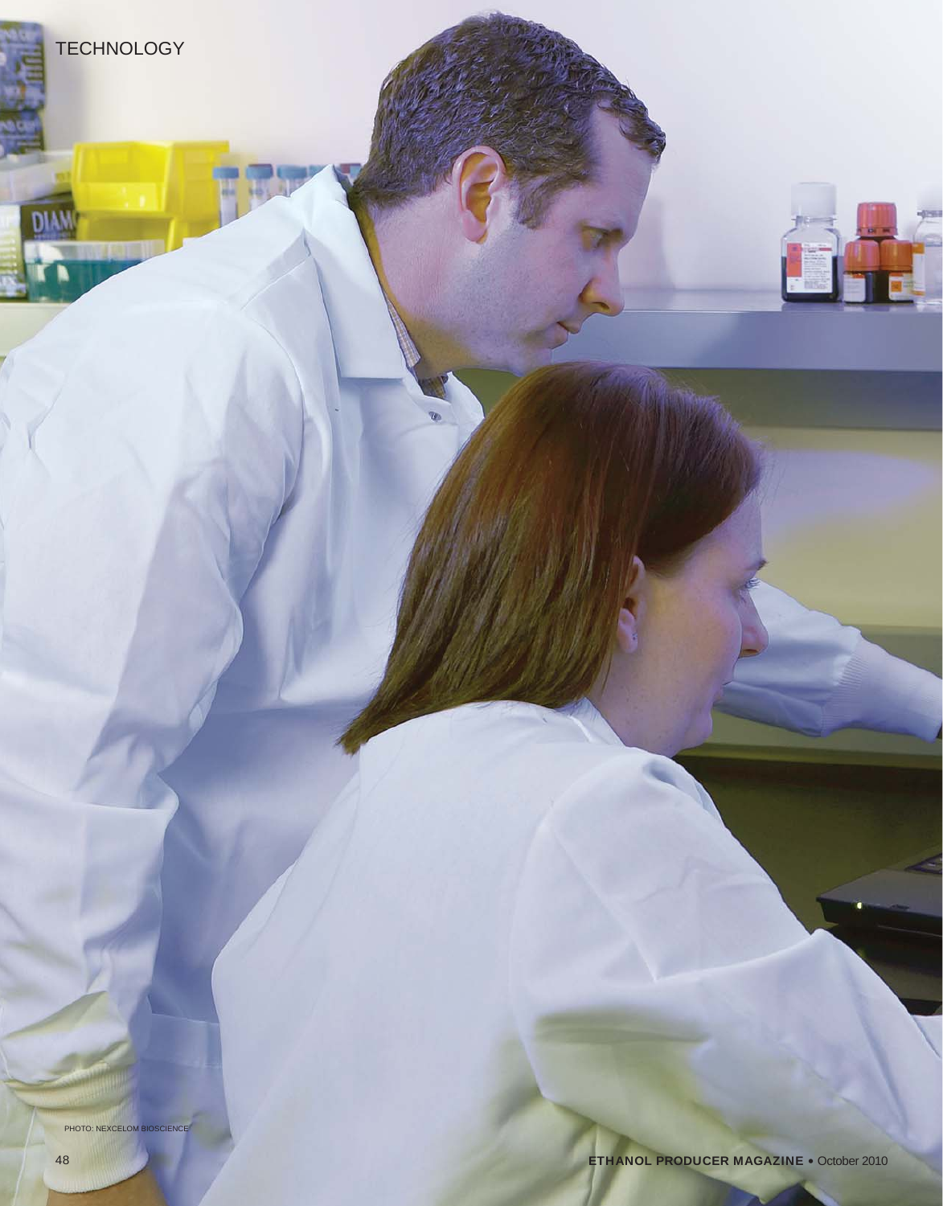TECHNOLOGY

PHOTO: NEXCELOM BIOSCIENCE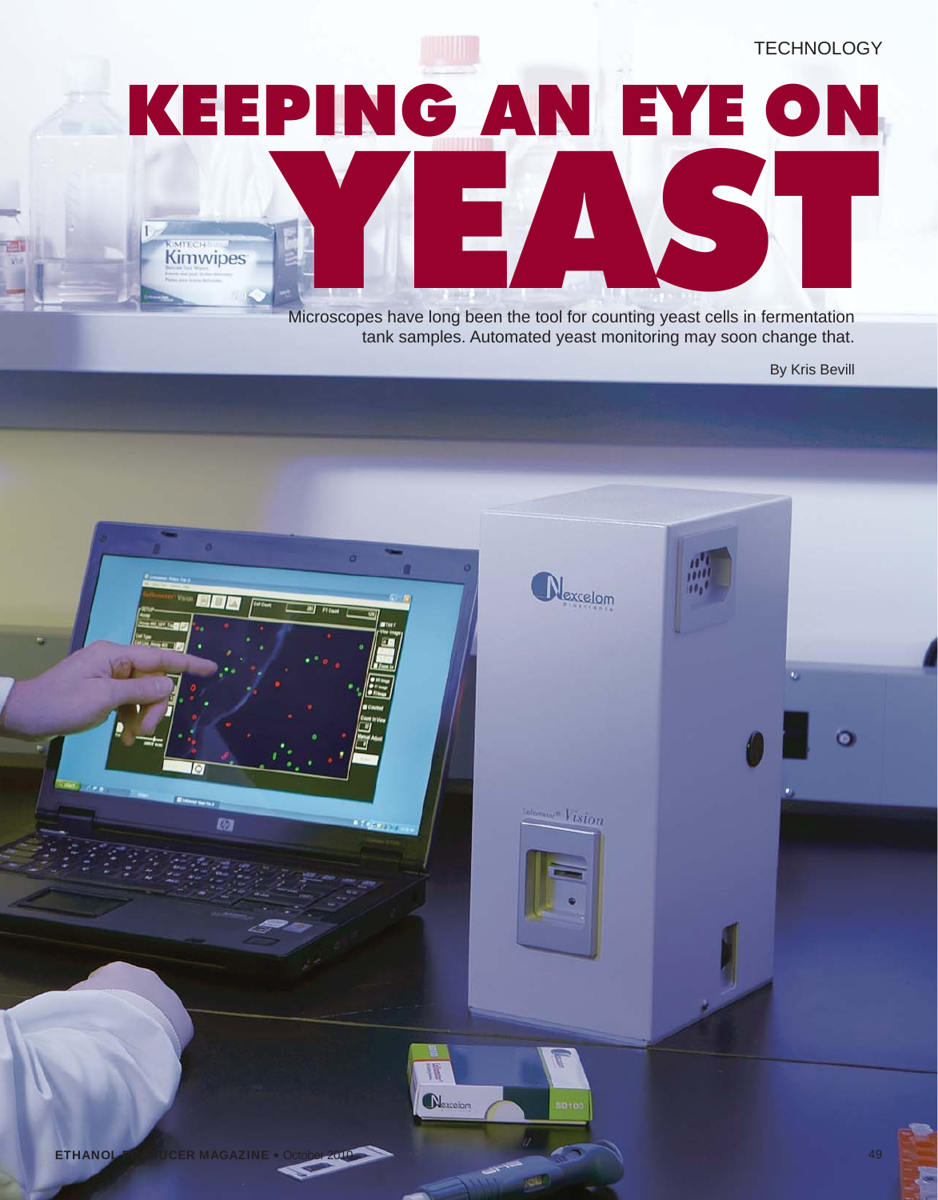# KEEPING AN EYE ON YEAST

Microscopes have long been the tool for counting yeast cells in fermentation tank samples. Automated yeast monitoring may soon change that.

By Kris Bevill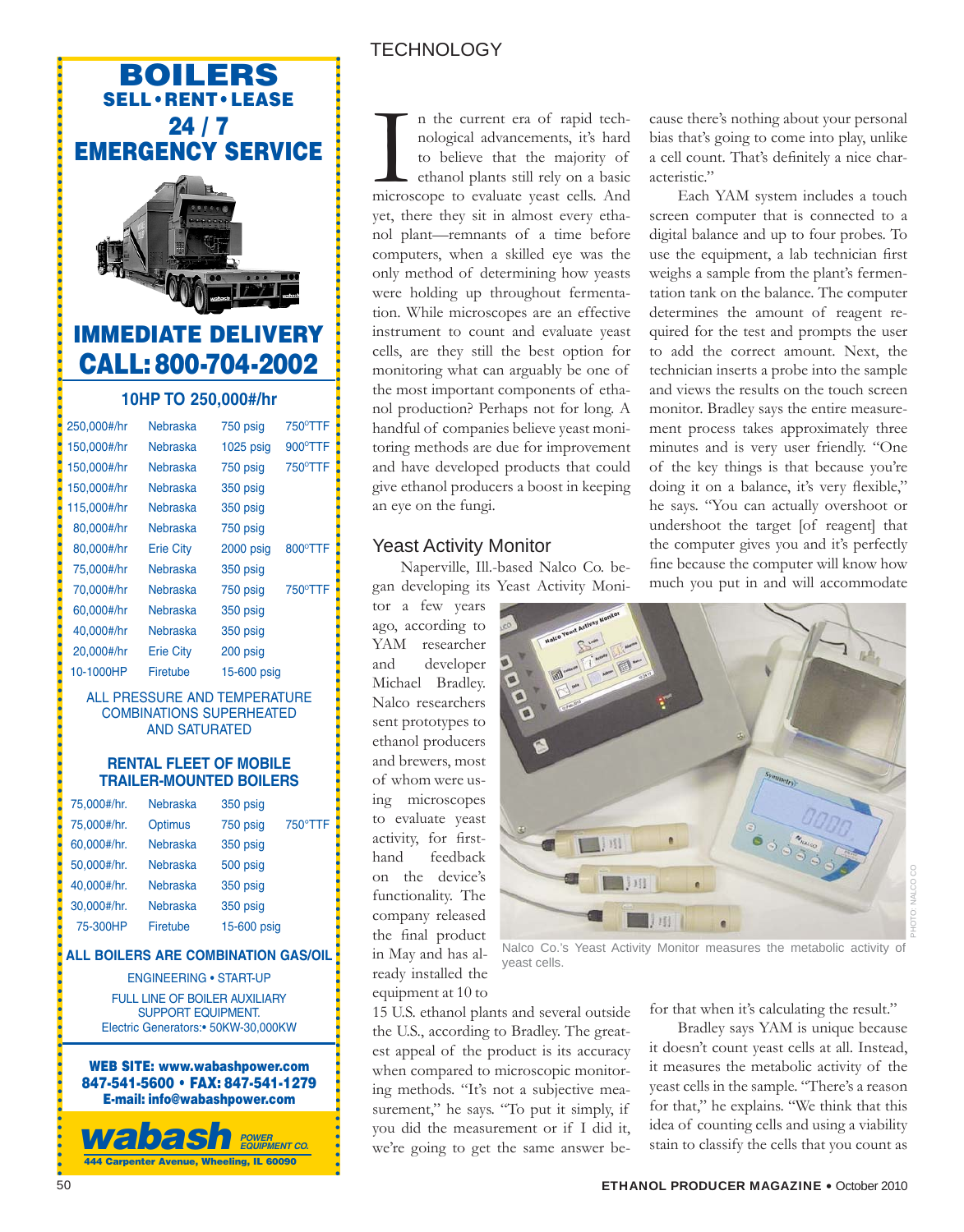TECHNOLOGY

In the current era of rapid technological advancements, it's hard to believe that the majority of ethanol plants still rely on a basic microscope to evaluate yeast cells. And yet, there they sit in almost every ethanol plant—remnants of a time before computers, when a skilled eye was the only method of determining how yeasts were holding up throughout fermentation. While microscopes are an effective instrument to count and evaluate yeast cells, are they still the best option for monitoring what can arguably be one of the most important components of ethanol production? Perhaps not for long. A handful of companies believe yeast monitoring methods are due for improvement and have developed products that could give ethanol producers a boost in keeping an eye on the fungi.

## Yeast Activity Monitor

Naperville, Ill.-based Nalco Co. began developing its Yeast Activity Monitor a few years ago, according to YAM researcher and developer Michael Bradley. Nalco researchers sent prototypes to ethanol producers and brewers, most of whom were using microscopes to evaluate yeast activity, for first-hand feedback on the device's functionality. The company released the final product in May and has already installed the equipment at 10 to 15 U.S. ethanol plants and several outside the U.S., according to Bradley. The greatest appeal of the product is its accuracy when compared to microscopic monitoring methods. "It's not a subjective measurement," he says. "To put it simply, if you did the measurement or if I did it, we're going to get the same answer because there's nothing about your personal bias that's going to come into play, unlike a cell count. That's definitely a nice characteristic."

Each YAM system includes a touch screen computer that is connected to a digital balance and up to four probes. To use the equipment, a lab technician first weighs a sample from the plant's fermentation tank on the balance. The computer determines the amount of reagent required for the test and prompts the user to add the correct amount. Next, the technician inserts a probe into the sample and views the results on the touch screen monitor. Bradley says the entire measurement process takes approximately three minutes and is very user friendly. "One of the key things is that because you're doing it on a balance, it's very flexible," he says. "You can actually overshoot or undershoot the target [of reagent] that the computer gives you and it's perfectly fine because the computer will know how much you put in and will accommodate for that when it's calculating the result."

Nalco Co.'s Yeast Activity Monitor measures the metabolic activity of yeast cells.

PHOTO: NALCO CO

Bradley says YAM is unique because it doesn't count yeast cells at all. Instead, it measures the metabolic activity of the yeast cells in the sample. "There's a reason for that," he explains. "We think that this idea of counting cells and using a viability stain to classify the cells that you count as

---

# BOILERS
## SELL • RENT • LEASE
## 24 / 7 EMERGENCY SERVICE

**IMMEDIATE DELIVERY**
**CALL: 800-704-2002**

**10HP TO 250,000#/hr**

| | | | |
|---|---|---|---|
| 250,000#/hr | Nebraska | 750 psig | 750°TTF |
| 150,000#/hr | Nebraska | 1025 psig | 900°TTF |
| 150,000#/hr | Nebraska | 750 psig | 750°TTF |
| 150,000#/hr | Nebraska | 350 psig | |
| 115,000#/hr | Nebraska | 350 psig | |
| 80,000#/hr | Nebraska | 750 psig | |
| 80,000#/hr | Erie City | 2000 psig | 800°TTF |
| 75,000#/hr | Nebraska | 350 psig | |
| 70,000#/hr | Nebraska | 750 psig | 750°TTF |
| 60,000#/hr | Nebraska | 350 psig | |
| 40,000#/hr | Nebraska | 350 psig | |
| 20,000#/hr | Erie City | 200 psig | |
| 10-1000HP | Firetube | 15-600 psig | |

ALL PRESSURE AND TEMPERATURE COMBINATIONS SUPERHEATED AND SATURATED

**RENTAL FLEET OF MOBILE TRAILER-MOUNTED BOILERS**

| | | | |
|---|---|---|---|
| 75,000#/hr. | Nebraska | 350 psig | |
| 75,000#/hr. | Optimus | 750 psig | 750°TTF |
| 60,000#/hr. | Nebraska | 350 psig | |
| 50,000#/hr. | Nebraska | 500 psig | |
| 40,000#/hr. | Nebraska | 350 psig | |
| 30,000#/hr. | Nebraska | 350 psig | |
| 75-300HP | Firetube | 15-600 psig | |

**ALL BOILERS ARE COMBINATION GAS/OIL**

ENGINEERING • START-UP

FULL LINE OF BOILER AUXILIARY SUPPORT EQUIPMENT.
Electric Generators:• 50KW-30,000KW

**WEB SITE: www.wabashpower.com**
**847-541-5600 • FAX: 847-541-1279**
**E-mail: info@wabashpower.com**

**wabash** POWER EQUIPMENT CO.
444 Carpenter Avenue, Wheeling, IL 60090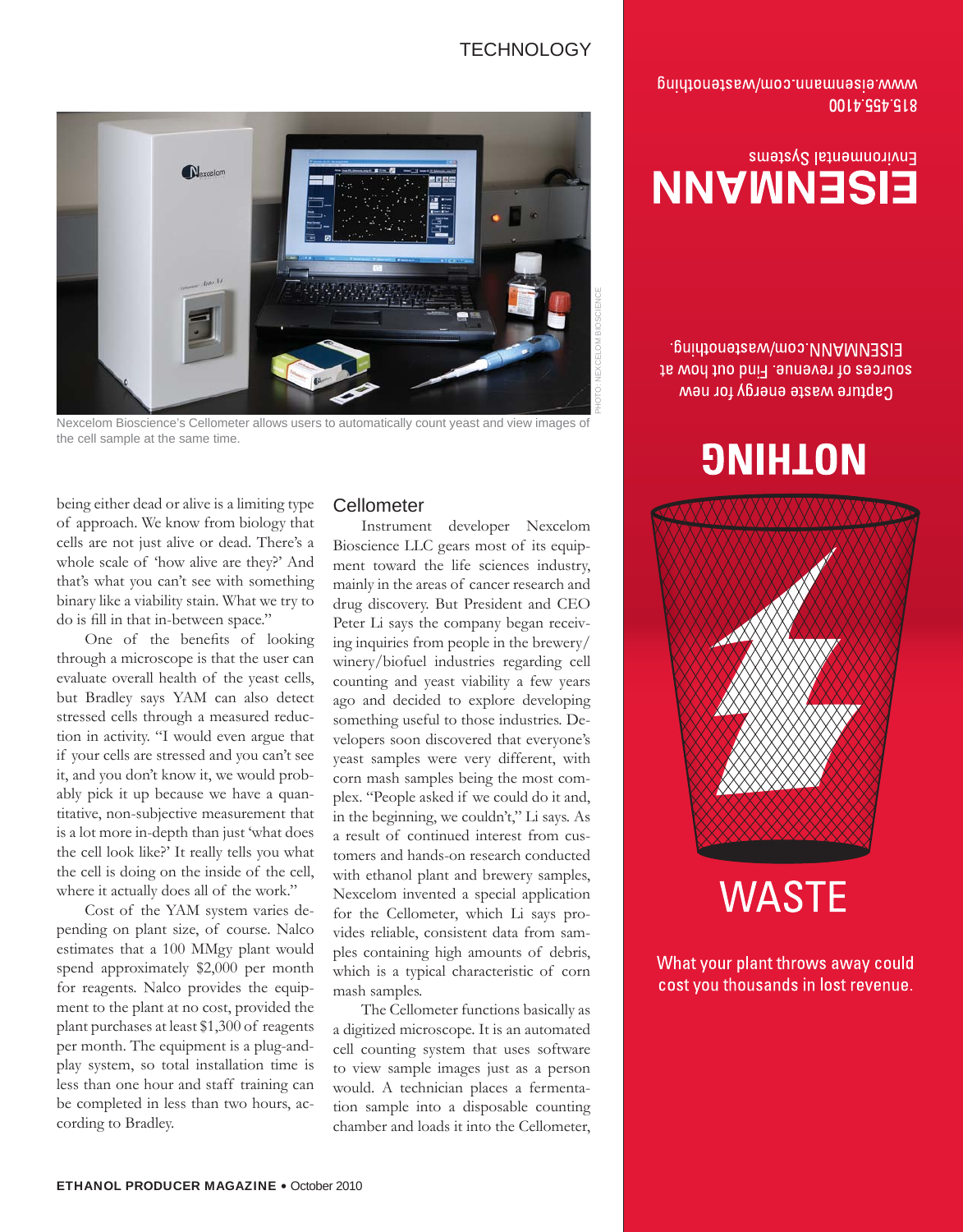Nexcelom Bioscience's Cellometer allows users to automatically count yeast and view images of the cell sample at the same time.

being either dead or alive is a limiting type of approach. We know from biology that cells are not just alive or dead. There's a whole scale of 'how alive are they?' And that's what you can't see with something binary like a viability stain. What we try to do is fill in that in-between space."

One of the benefits of looking through a microscope is that the user can evaluate overall health of the yeast cells, but Bradley says YAM can also detect stressed cells through a measured reduction in activity. "I would even argue that if your cells are stressed and you can't see it, and you don't know it, we would probably pick it up because we have a quantitative, non-subjective measurement that is a lot more in-depth than just 'what does the cell look like?' It really tells you what the cell is doing on the inside of the cell, where it actually does all of the work."

Cost of the YAM system varies depending on plant size, of course. Nalco estimates that a 100 MMgy plant would spend approximately $2,000 per month for reagents. Nalco provides the equipment to the plant at no cost, provided the plant purchases at least $1,300 of reagents per month. The equipment is a plug-and-play system, so total installation time is less than one hour and staff training can be completed in less than two hours, according to Bradley.

## Cellometer

Instrument developer Nexcelom Bioscience LLC gears most of its equipment toward the life sciences industry, mainly in the areas of cancer research and drug discovery. But President and CEO Peter Li says the company began receiving inquiries from people in the brewery/winery/biofuel industries regarding cell counting and yeast viability a few years ago and decided to explore developing something useful to those industries. Developers soon discovered that everyone's yeast samples were very different, with corn mash samples being the most complex. "People asked if we could do it and, in the beginning, we couldn't," Li says. As a result of continued interest from customers and hands-on research conducted with ethanol plant and brewery samples, Nexcelom invented a special application for the Cellometer, which Li says provides reliable, consistent data from samples containing high amounts of debris, which is a typical characteristic of corn mash samples.

The Cellometer functions basically as a digitized microscope. It is an automated cell counting system that uses software to view sample images just as a person would. A technician places a fermentation sample into a disposable counting chamber and loads it into the Cellometer,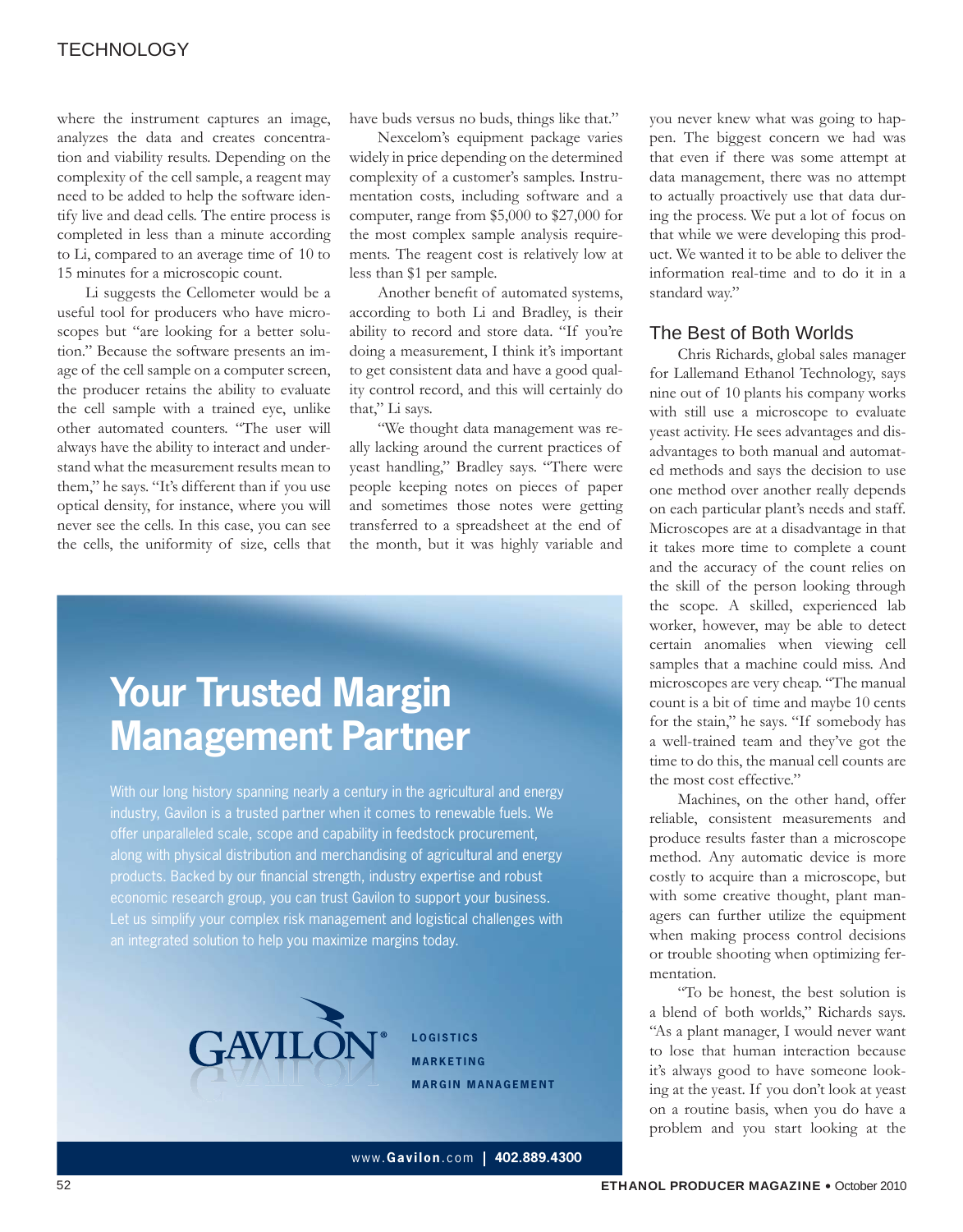where the instrument captures an image, analyzes the data and creates concentration and viability results. Depending on the complexity of the cell sample, a reagent may need to be added to help the software identify live and dead cells. The entire process is completed in less than a minute according to Li, compared to an average time of 10 to 15 minutes for a microscopic count.

Li suggests the Cellometer would be a useful tool for producers who have microscopes but "are looking for a better solution." Because the software presents an image of the cell sample on a computer screen, the producer retains the ability to evaluate the cell sample with a trained eye, unlike other automated counters. "The user will always have the ability to interact and understand what the measurement results mean to them," he says. "It's different than if you use optical density, for instance, where you will never see the cells. In this case, you can see the cells, the uniformity of size, cells that have buds versus no buds, things like that."

Nexcelom's equipment package varies widely in price depending on the determined complexity of a customer's samples. Instrumentation costs, including software and a computer, range from $5,000 to $27,000 for the most complex sample analysis requirements. The reagent cost is relatively low at less than $1 per sample.

Another benefit of automated systems, according to both Li and Bradley, is their ability to record and store data. "If you're doing a measurement, I think it's important to get consistent data and have a good quality control record, and this will certainly do that," Li says.

"We thought data management was really lacking around the current practices of yeast handling," Bradley says. "There were people keeping notes on pieces of paper and sometimes those notes were getting transferred to a spreadsheet at the end of the month, but it was highly variable and you never knew what was going to happen. The biggest concern we had was that even if there was some attempt at data management, there was no attempt to actually proactively use that data during the process. We put a lot of focus on that while we were developing this product. We wanted it to be able to deliver the information real-time and to do it in a standard way."

## The Best of Both Worlds

Chris Richards, global sales manager for Lallemand Ethanol Technology, says nine out of 10 plants his company works with still use a microscope to evaluate yeast activity. He sees advantages and disadvantages to both manual and automated methods and says the decision to use one method over another really depends on each particular plant's needs and staff. Microscopes are at a disadvantage in that it takes more time to complete a count and the accuracy of the count relies on the skill of the person looking through the scope. A skilled, experienced lab worker, however, may be able to detect certain anomalies when viewing cell samples that a machine could miss. And microscopes are very cheap. "The manual count is a bit of time and maybe 10 cents for the stain," he says. "If somebody has a well-trained team and they've got the time to do this, the manual cell counts are the most cost effective."

Machines, on the other hand, offer reliable, consistent measurements and produce results faster than a microscope method. Any automatic device is more costly to acquire than a microscope, but with some creative thought, plant managers can further utilize the equipment when making process control decisions or trouble shooting when optimizing fermentation.

"To be honest, the best solution is a blend of both worlds," Richards says. "As a plant manager, I would never want to lose that human interaction because it's always good to have someone looking at the yeast. If you don't look at yeast on a routine basis, when you do have a problem and you start looking at the

---

# Your Trusted Margin Management Partner

With our long history spanning nearly a century in the agricultural and energy industry, Gavilon is a trusted partner when it comes to renewable fuels. We offer unparalleled scale, scope and capability in feedstock procurement, along with physical distribution and merchandising of agricultural and energy products. Backed by our financial strength, industry expertise and robust economic research group, you can trust Gavilon to support your business. Let us simplify your complex risk management and logistical challenges with an integrated solution to help you maximize margins today.

GAVILON®

**LOGISTICS**
**MARKETING**
**MARGIN MANAGEMENT**

www.**Gavilon**.com | **402.889.4300**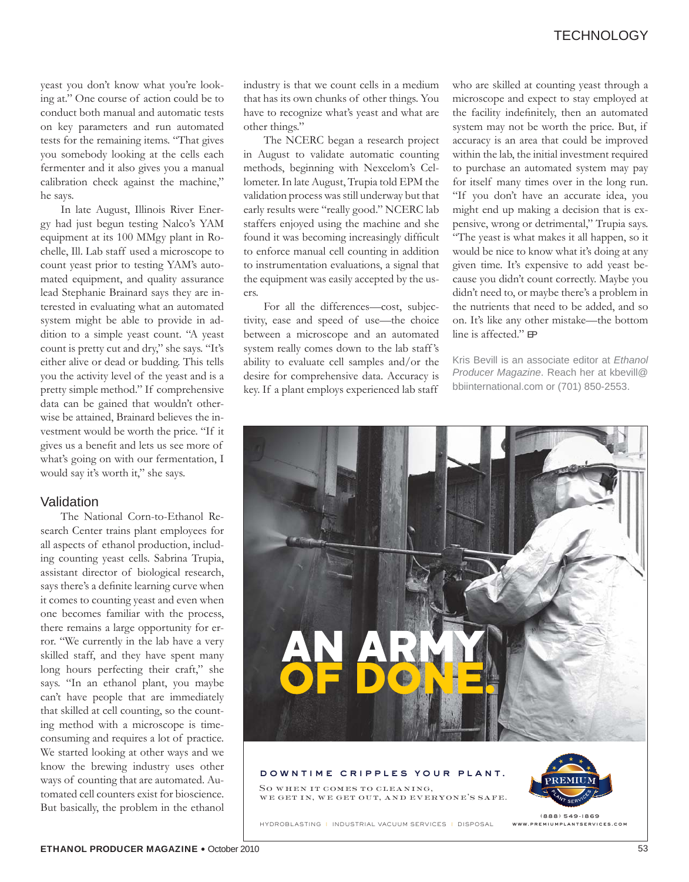yeast you don't know what you're looking at." One course of action could be to conduct both manual and automatic tests on key parameters and run automated tests for the remaining items. "That gives you somebody looking at the cells each fermenter and it also gives you a manual calibration check against the machine," he says.

In late August, Illinois River Energy had just begun testing Nalco's YAM equipment at its 100 MMgy plant in Rochelle, Ill. Lab staff used a microscope to count yeast prior to testing YAM's automated equipment, and quality assurance lead Stephanie Brainard says they are interested in evaluating what an automated system might be able to provide in addition to a simple yeast count. "A yeast count is pretty cut and dry," she says. "It's either alive or dead or budding. This tells you the activity level of the yeast and is a pretty simple method." If comprehensive data can be gained that wouldn't otherwise be attained, Brainard believes the investment would be worth the price. "If it gives us a benefit and lets us see more of what's going on with our fermentation, I would say it's worth it," she says.

## Validation

The National Corn-to-Ethanol Research Center trains plant employees for all aspects of ethanol production, including counting yeast cells. Sabrina Trupia, assistant director of biological research, says there's a definite learning curve when it comes to counting yeast and even when one becomes familiar with the process, there remains a large opportunity for error. "We currently in the lab have a very skilled staff, and they have spent many long hours perfecting their craft," she says. "In an ethanol plant, you maybe can't have people that are immediately that skilled at cell counting, so the counting method with a microscope is time-consuming and requires a lot of practice. We started looking at other ways and we know the brewing industry uses other ways of counting that are automated. Automated cell counters exist for bioscience. But basically, the problem in the ethanol industry is that we count cells in a medium that has its own chunks of other things. You have to recognize what's yeast and what are other things."

The NCERC began a research project in August to validate automatic counting methods, beginning with Nexcelom's Cellometer. In late August, Trupia told EPM the validation process was still underway but that early results were "really good." NCERC lab staffers enjoyed using the machine and she found it was becoming increasingly difficult to enforce manual cell counting in addition to instrumentation evaluations, a signal that the equipment was easily accepted by the users.

For all the differences—cost, subjectivity, ease and speed of use—the choice between a microscope and an automated system really comes down to the lab staff's ability to evaluate cell samples and/or the desire for comprehensive data. Accuracy is key. If a plant employs experienced lab staff who are skilled at counting yeast through a microscope and expect to stay employed at the facility indefinitely, then an automated system may not be worth the price. But, if accuracy is an area that could be improved within the lab, the initial investment required to purchase an automated system may pay for itself many times over in the long run. "If you don't have an accurate idea, you might end up making a decision that is expensive, wrong or detrimental," Trupia says. "The yeast is what makes it all happen, so it would be nice to know what it's doing at any given time. It's expensive to add yeast because you didn't count correctly. Maybe you didn't need to, or maybe there's a problem in the nutrients that need to be added, and so on. It's like any other mistake—the bottom line is affected." EP

Kris Bevill is an associate editor at *Ethanol Producer Magazine*. Reach her at kbevill@bbiinternational.com or (701) 850-2553.

AN ARMY OF DONE.

DOWNTIME CRIPPLES YOUR PLANT.

SO WHEN IT COMES TO CLEANING, WE GET IN, WE GET OUT, AND EVERYONE'S SAFE.

HYDROBLASTING | INDUSTRIAL VACUUM SERVICES | DISPOSAL

PREMIUM PLANT SERVICES

(888) 549-1869
WWW.PREMIUMPLANTSERVICES.COM